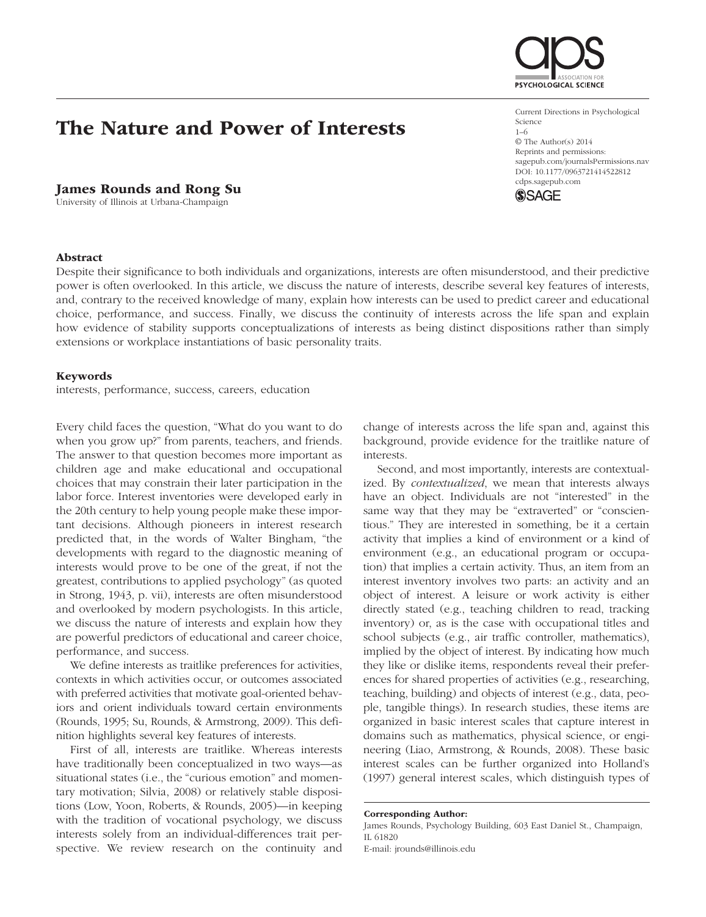# The Nature and Power of Interests

**James Rounds and Rong Su**

University of Illinois at Urbana-Champaign

Current Directions in Psychological Science
1–6
© The Author(s) 2014
Reprints and permissions: sagepub.com/journalsPermissions.nav
DOI: 10.1177/0963721414522812
cdps.sagepub.com

## Abstract

Despite their significance to both individuals and organizations, interests are often misunderstood, and their predictive power is often overlooked. In this article, we discuss the nature of interests, describe several key features of interests, and, contrary to the received knowledge of many, explain how interests can be used to predict career and educational choice, performance, and success. Finally, we discuss the continuity of interests across the life span and explain how evidence of stability supports conceptualizations of interests as being distinct dispositions rather than simply extensions or workplace instantiations of basic personality traits.

## Keywords

interests, performance, success, careers, education

Every child faces the question, "What do you want to do when you grow up?" from parents, teachers, and friends. The answer to that question becomes more important as children age and make educational and occupational choices that may constrain their later participation in the labor force. Interest inventories were developed early in the 20th century to help young people make these important decisions. Although pioneers in interest research predicted that, in the words of Walter Bingham, "the developments with regard to the diagnostic meaning of interests would prove to be one of the great, if not the greatest, contributions to applied psychology" (as quoted in Strong, 1943, p. vii), interests are often misunderstood and overlooked by modern psychologists. In this article, we discuss the nature of interests and explain how they are powerful predictors of educational and career choice, performance, and success.

We define interests as traitlike preferences for activities, contexts in which activities occur, or outcomes associated with preferred activities that motivate goal-oriented behaviors and orient individuals toward certain environments (Rounds, 1995; Su, Rounds, & Armstrong, 2009). This definition highlights several key features of interests.

First of all, interests are traitlike. Whereas interests have traditionally been conceptualized in two ways—as situational states (i.e., the "curious emotion" and momentary motivation; Silvia, 2008) or relatively stable dispositions (Low, Yoon, Roberts, & Rounds, 2005)—in keeping with the tradition of vocational psychology, we discuss interests solely from an individual-differences trait perspective. We review research on the continuity and change of interests across the life span and, against this background, provide evidence for the traitlike nature of interests.

Second, and most importantly, interests are contextualized. By *contextualized*, we mean that interests always have an object. Individuals are not "interested" in the same way that they may be "extraverted" or "conscientious." They are interested in something, be it a certain activity that implies a kind of environment or a kind of environment (e.g., an educational program or occupation) that implies a certain activity. Thus, an item from an interest inventory involves two parts: an activity and an object of interest. A leisure or work activity is either directly stated (e.g., teaching children to read, tracking inventory) or, as is the case with occupational titles and school subjects (e.g., air traffic controller, mathematics), implied by the object of interest. By indicating how much they like or dislike items, respondents reveal their preferences for shared properties of activities (e.g., researching, teaching, building) and objects of interest (e.g., data, people, tangible things). In research studies, these items are organized in basic interest scales that capture interest in domains such as mathematics, physical science, or engineering (Liao, Armstrong, & Rounds, 2008). These basic interest scales can be further organized into Holland's (1997) general interest scales, which distinguish types of

**Corresponding Author:**
James Rounds, Psychology Building, 603 East Daniel St., Champaign, IL 61820
E-mail: jrounds@illinois.edu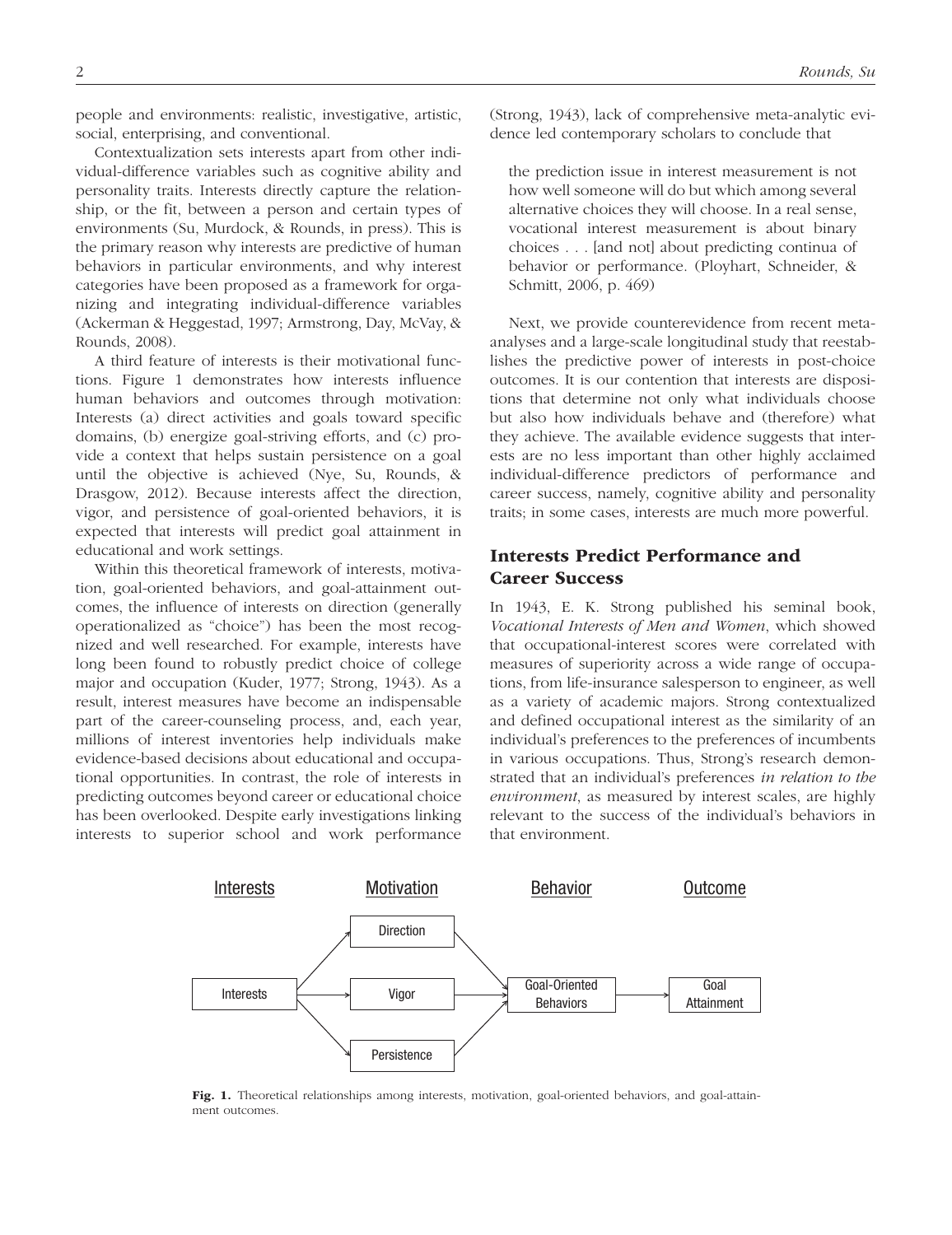people and environments: realistic, investigative, artistic, social, enterprising, and conventional.

Contextualization sets interests apart from other individual-difference variables such as cognitive ability and personality traits. Interests directly capture the relationship, or the fit, between a person and certain types of environments (Su, Murdock, & Rounds, in press). This is the primary reason why interests are predictive of human behaviors in particular environments, and why interest categories have been proposed as a framework for organizing and integrating individual-difference variables (Ackerman & Heggestad, 1997; Armstrong, Day, McVay, & Rounds, 2008).

A third feature of interests is their motivational functions. Figure 1 demonstrates how interests influence human behaviors and outcomes through motivation: Interests (a) direct activities and goals toward specific domains, (b) energize goal-striving efforts, and (c) provide a context that helps sustain persistence on a goal until the objective is achieved (Nye, Su, Rounds, & Drasgow, 2012). Because interests affect the direction, vigor, and persistence of goal-oriented behaviors, it is expected that interests will predict goal attainment in educational and work settings.

Within this theoretical framework of interests, motivation, goal-oriented behaviors, and goal-attainment outcomes, the influence of interests on direction (generally operationalized as "choice") has been the most recognized and well researched. For example, interests have long been found to robustly predict choice of college major and occupation (Kuder, 1977; Strong, 1943). As a result, interest measures have become an indispensable part of the career-counseling process, and, each year, millions of interest inventories help individuals make evidence-based decisions about educational and occupational opportunities. In contrast, the role of interests in predicting outcomes beyond career or educational choice has been overlooked. Despite early investigations linking interests to superior school and work performance (Strong, 1943), lack of comprehensive meta-analytic evidence led contemporary scholars to conclude that

> the prediction issue in interest measurement is not how well someone will do but which among several alternative choices they will choose. In a real sense, vocational interest measurement is about binary choices . . . [and not] about predicting continua of behavior or performance. (Ployhart, Schneider, & Schmitt, 2006, p. 469)

Next, we provide counterevidence from recent meta-analyses and a large-scale longitudinal study that reestablishes the predictive power of interests in post-choice outcomes. It is our contention that interests are dispositions that determine not only what individuals choose but also how individuals behave and (therefore) what they achieve. The available evidence suggests that interests are no less important than other highly acclaimed individual-difference predictors of performance and career success, namely, cognitive ability and personality traits; in some cases, interests are much more powerful.

## Interests Predict Performance and Career Success

In 1943, E. K. Strong published his seminal book, *Vocational Interests of Men and Women*, which showed that occupational-interest scores were correlated with measures of superiority across a wide range of occupations, from life-insurance salesperson to engineer, as well as a variety of academic majors. Strong contextualized and defined occupational interest as the similarity of an individual's preferences to the preferences of incumbents in various occupations. Thus, Strong's research demonstrated that an individual's preferences *in relation to the environment*, as measured by interest scales, are highly relevant to the success of the individual's behaviors in that environment.

Interests | Motivation | Behavior | Outcome

Interests → Direction / Vigor / Persistence → Goal-Oriented Behaviors → Goal Attainment

**Fig. 1.** Theoretical relationships among interests, motivation, goal-oriented behaviors, and goal-attainment outcomes.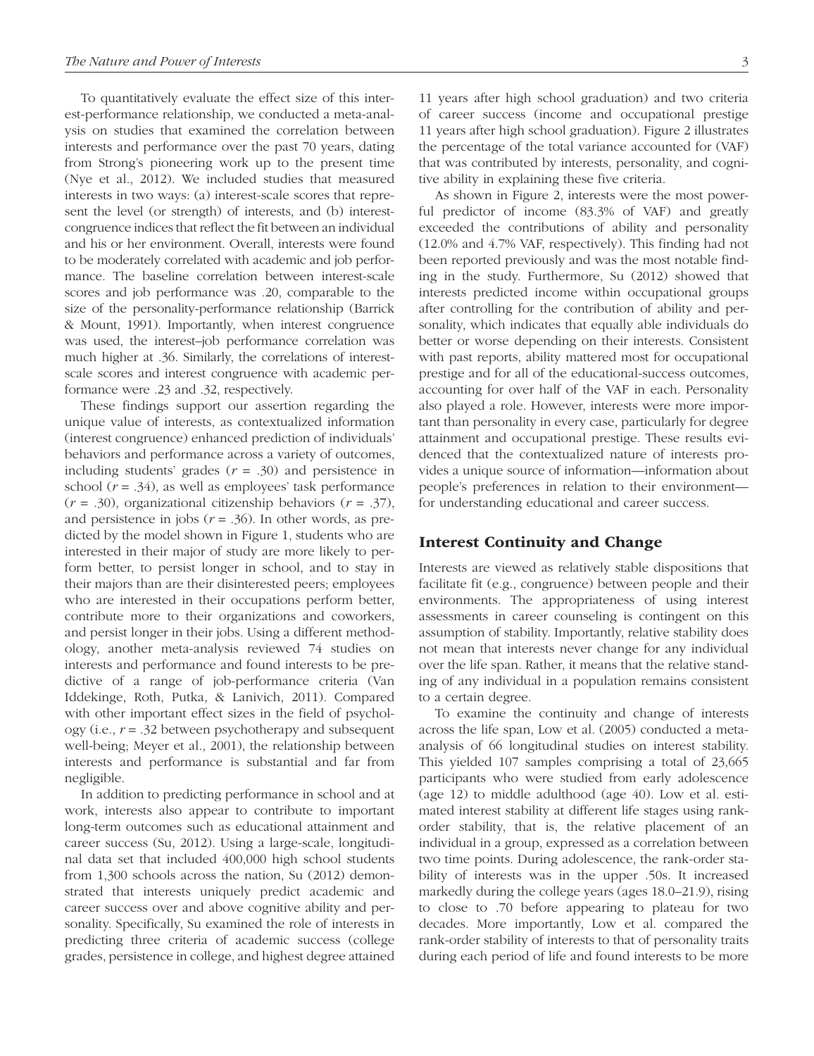To quantitatively evaluate the effect size of this interest-performance relationship, we conducted a meta-analysis on studies that examined the correlation between interests and performance over the past 70 years, dating from Strong's pioneering work up to the present time (Nye et al., 2012). We included studies that measured interests in two ways: (a) interest-scale scores that represent the level (or strength) of interests, and (b) interest-congruence indices that reflect the fit between an individual and his or her environment. Overall, interests were found to be moderately correlated with academic and job performance. The baseline correlation between interest-scale scores and job performance was .20, comparable to the size of the personality-performance relationship (Barrick & Mount, 1991). Importantly, when interest congruence was used, the interest–job performance correlation was much higher at .36. Similarly, the correlations of interest-scale scores and interest congruence with academic performance were .23 and .32, respectively.

These findings support our assertion regarding the unique value of interests, as contextualized information (interest congruence) enhanced prediction of individuals' behaviors and performance across a variety of outcomes, including students' grades ($r$ = .30) and persistence in school ($r$ = .34), as well as employees' task performance ($r$ = .30), organizational citizenship behaviors ($r$ = .37), and persistence in jobs ($r$ = .36). In other words, as predicted by the model shown in Figure 1, students who are interested in their major of study are more likely to perform better, to persist longer in school, and to stay in their majors than are their disinterested peers; employees who are interested in their occupations perform better, contribute more to their organizations and coworkers, and persist longer in their jobs. Using a different methodology, another meta-analysis reviewed 74 studies on interests and performance and found interests to be predictive of a range of job-performance criteria (Van Iddekinge, Roth, Putka, & Lanivich, 2011). Compared with other important effect sizes in the field of psychology (i.e., $r$ = .32 between psychotherapy and subsequent well-being; Meyer et al., 2001), the relationship between interests and performance is substantial and far from negligible.

In addition to predicting performance in school and at work, interests also appear to contribute to important long-term outcomes such as educational attainment and career success (Su, 2012). Using a large-scale, longitudinal data set that included 400,000 high school students from 1,300 schools across the nation, Su (2012) demonstrated that interests uniquely predict academic and career success over and above cognitive ability and personality. Specifically, Su examined the role of interests in predicting three criteria of academic success (college grades, persistence in college, and highest degree attained 11 years after high school graduation) and two criteria of career success (income and occupational prestige 11 years after high school graduation). Figure 2 illustrates the percentage of the total variance accounted for (VAF) that was contributed by interests, personality, and cognitive ability in explaining these five criteria.

As shown in Figure 2, interests were the most powerful predictor of income (83.3% of VAF) and greatly exceeded the contributions of ability and personality (12.0% and 4.7% VAF, respectively). This finding had not been reported previously and was the most notable finding in the study. Furthermore, Su (2012) showed that interests predicted income within occupational groups after controlling for the contribution of ability and personality, which indicates that equally able individuals do better or worse depending on their interests. Consistent with past reports, ability mattered most for occupational prestige and for all of the educational-success outcomes, accounting for over half of the VAF in each. Personality also played a role. However, interests were more important than personality in every case, particularly for degree attainment and occupational prestige. These results evidenced that the contextualized nature of interests provides a unique source of information—information about people's preferences in relation to their environment—for understanding educational and career success.

## Interest Continuity and Change

Interests are viewed as relatively stable dispositions that facilitate fit (e.g., congruence) between people and their environments. The appropriateness of using interest assessments in career counseling is contingent on this assumption of stability. Importantly, relative stability does not mean that interests never change for any individual over the life span. Rather, it means that the relative standing of any individual in a population remains consistent to a certain degree.

To examine the continuity and change of interests across the life span, Low et al. (2005) conducted a meta-analysis of 66 longitudinal studies on interest stability. This yielded 107 samples comprising a total of 23,665 participants who were studied from early adolescence (age 12) to middle adulthood (age 40). Low et al. estimated interest stability at different life stages using rank-order stability, that is, the relative placement of an individual in a group, expressed as a correlation between two time points. During adolescence, the rank-order stability of interests was in the upper .50s. It increased markedly during the college years (ages 18.0–21.9), rising to close to .70 before appearing to plateau for two decades. More importantly, Low et al. compared the rank-order stability of interests to that of personality traits during each period of life and found interests to be more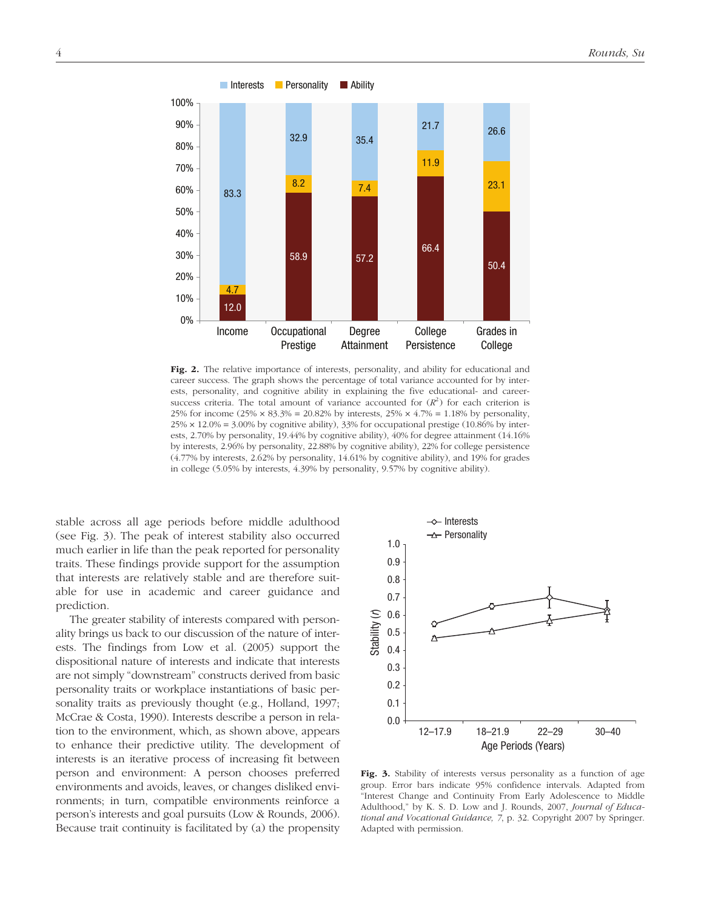**Fig. 2.** The relative importance of interests, personality, and ability for educational and career success. The graph shows the percentage of total variance accounted for by interests, personality, and cognitive ability in explaining the five educational- and career-success criteria. The total amount of variance accounted for ($R^2$) for each criterion is 25% for income (25% × 83.3% = 20.82% by interests, 25% × 4.7% = 1.18% by personality, 25% × 12.0% = 3.00% by cognitive ability), 33% for occupational prestige (10.86% by interests, 2.70% by personality, 19.44% by cognitive ability), 40% for degree attainment (14.16% by interests, 2.96% by personality, 22.88% by cognitive ability), 22% for college persistence (4.77% by interests, 2.62% by personality, 14.61% by cognitive ability), and 19% for grades in college (5.05% by interests, 4.39% by personality, 9.57% by cognitive ability).

stable across all age periods before middle adulthood (see Fig. 3). The peak of interest stability also occurred much earlier in life than the peak reported for personality traits. These findings provide support for the assumption that interests are relatively stable and are therefore suitable for use in academic and career guidance and prediction.

The greater stability of interests compared with personality brings us back to our discussion of the nature of interests. The findings from Low et al. (2005) support the dispositional nature of interests and indicate that interests are not simply "downstream" constructs derived from basic personality traits or workplace instantiations of basic personality traits as previously thought (e.g., Holland, 1997; McCrae & Costa, 1990). Interests describe a person in relation to the environment, which, as shown above, appears to enhance their predictive utility. The development of interests is an iterative process of increasing fit between person and environment: A person chooses preferred environments and avoids, leaves, or changes disliked environments; in turn, compatible environments reinforce a person's interests and goal pursuits (Low & Rounds, 2006). Because trait continuity is facilitated by (a) the propensity

**Fig. 3.** Stability of interests versus personality as a function of age group. Error bars indicate 95% confidence intervals. Adapted from "Interest Change and Continuity From Early Adolescence to Middle Adulthood," by K. S. D. Low and J. Rounds, 2007, *Journal of Educational and Vocational Guidance, 7*, p. 32. Copyright 2007 by Springer. Adapted with permission.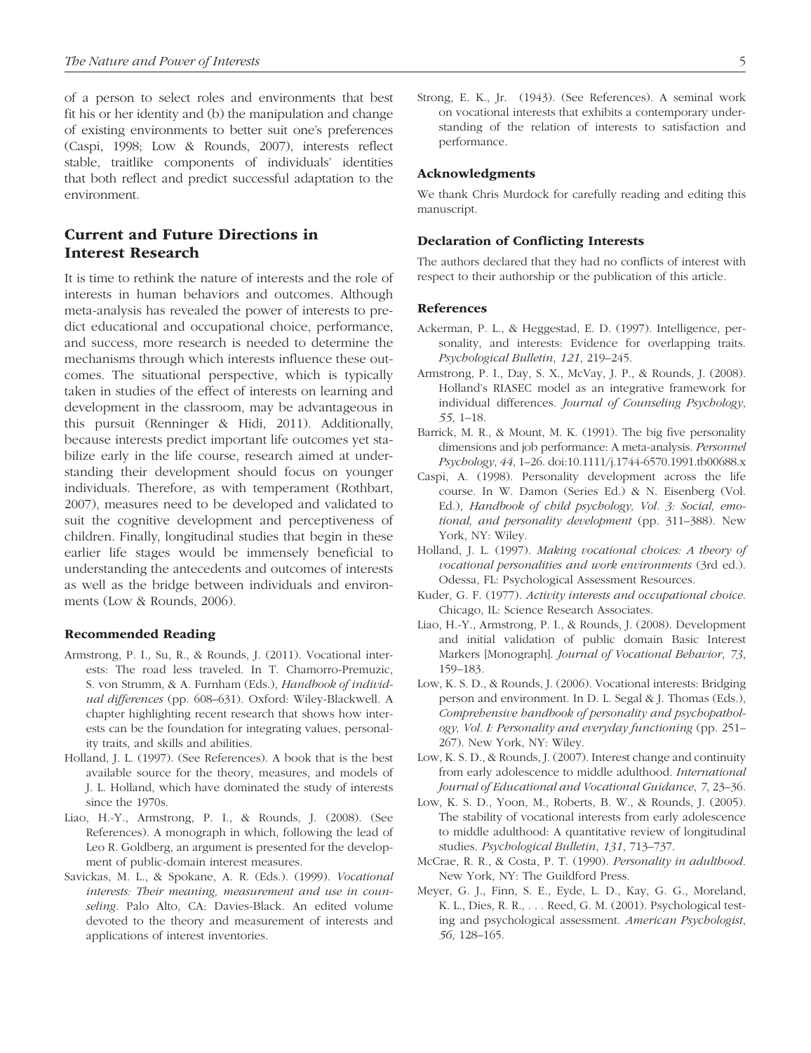of a person to select roles and environments that best fit his or her identity and (b) the manipulation and change of existing environments to better suit one's preferences (Caspi, 1998; Low & Rounds, 2007), interests reflect stable, traitlike components of individuals' identities that both reflect and predict successful adaptation to the environment.

## Current and Future Directions in Interest Research

It is time to rethink the nature of interests and the role of interests in human behaviors and outcomes. Although meta-analysis has revealed the power of interests to predict educational and occupational choice, performance, and success, more research is needed to determine the mechanisms through which interests influence these outcomes. The situational perspective, which is typically taken in studies of the effect of interests on learning and development in the classroom, may be advantageous in this pursuit (Renninger & Hidi, 2011). Additionally, because interests predict important life outcomes yet stabilize early in the life course, research aimed at understanding their development should focus on younger individuals. Therefore, as with temperament (Rothbart, 2007), measures need to be developed and validated to suit the cognitive development and perceptiveness of children. Finally, longitudinal studies that begin in these earlier life stages would be immensely beneficial to understanding the antecedents and outcomes of interests as well as the bridge between individuals and environments (Low & Rounds, 2006).

### Recommended Reading

Armstrong, P. I., Su, R., & Rounds, J. (2011). Vocational interests: The road less traveled. In T. Chamorro-Premuzic, S. von Strumm, & A. Furnham (Eds.), *Handbook of individual differences* (pp. 608–631). Oxford: Wiley-Blackwell. A chapter highlighting recent research that shows how interests can be the foundation for integrating values, personality traits, and skills and abilities.

Holland, J. L. (1997). (See References). A book that is the best available source for the theory, measures, and models of J. L. Holland, which have dominated the study of interests since the 1970s.

Liao, H.-Y., Armstrong, P. I., & Rounds, J. (2008). (See References). A monograph in which, following the lead of Leo R. Goldberg, an argument is presented for the development of public-domain interest measures.

Savickas, M. L., & Spokane, A. R. (Eds.). (1999). *Vocational interests: Their meaning, measurement and use in counseling*. Palo Alto, CA: Davies-Black. An edited volume devoted to the theory and measurement of interests and applications of interest inventories.

Strong, E. K., Jr. (1943). (See References). A seminal work on vocational interests that exhibits a contemporary understanding of the relation of interests to satisfaction and performance.

### Acknowledgments

We thank Chris Murdock for carefully reading and editing this manuscript.

### Declaration of Conflicting Interests

The authors declared that they had no conflicts of interest with respect to their authorship or the publication of this article.

### References

Ackerman, P. L., & Heggestad, E. D. (1997). Intelligence, personality, and interests: Evidence for overlapping traits. *Psychological Bulletin*, *121*, 219–245.

Armstrong, P. I., Day, S. X., McVay, J. P., & Rounds, J. (2008). Holland's RIASEC model as an integrative framework for individual differences. *Journal of Counseling Psychology*, *55*, 1–18.

Barrick, M. R., & Mount, M. K. (1991). The big five personality dimensions and job performance: A meta-analysis. *Personnel Psychology*, *44*, 1–26. doi:10.1111/j.1744-6570.1991.tb00688.x

Caspi, A. (1998). Personality development across the life course. In W. Damon (Series Ed.) & N. Eisenberg (Vol. Ed.), *Handbook of child psychology, Vol. 3: Social, emotional, and personality development* (pp. 311–388). New York, NY: Wiley.

Holland, J. L. (1997). *Making vocational choices: A theory of vocational personalities and work environments* (3rd ed.). Odessa, FL: Psychological Assessment Resources.

Kuder, G. F. (1977). *Activity interests and occupational choice*. Chicago, IL: Science Research Associates.

Liao, H.-Y., Armstrong, P. I., & Rounds, J. (2008). Development and initial validation of public domain Basic Interest Markers [Monograph]. *Journal of Vocational Behavior*, *73*, 159–183.

Low, K. S. D., & Rounds, J. (2006). Vocational interests: Bridging person and environment. In D. L. Segal & J. Thomas (Eds.), *Comprehensive handbook of personality and psychopathology, Vol. I: Personality and everyday functioning* (pp. 251–267). New York, NY: Wiley.

Low, K. S. D., & Rounds, J. (2007). Interest change and continuity from early adolescence to middle adulthood. *International Journal of Educational and Vocational Guidance*, *7*, 23–36.

Low, K. S. D., Yoon, M., Roberts, B. W., & Rounds, J. (2005). The stability of vocational interests from early adolescence to middle adulthood: A quantitative review of longitudinal studies. *Psychological Bulletin*, *131*, 713–737.

McCrae, R. R., & Costa, P. T. (1990). *Personality in adulthood*. New York, NY: The Guildford Press.

Meyer, G. J., Finn, S. E., Eyde, L. D., Kay, G. G., Moreland, K. L., Dies, R. R., . . . Reed, G. M. (2001). Psychological testing and psychological assessment. *American Psychologist*, *56*, 128–165.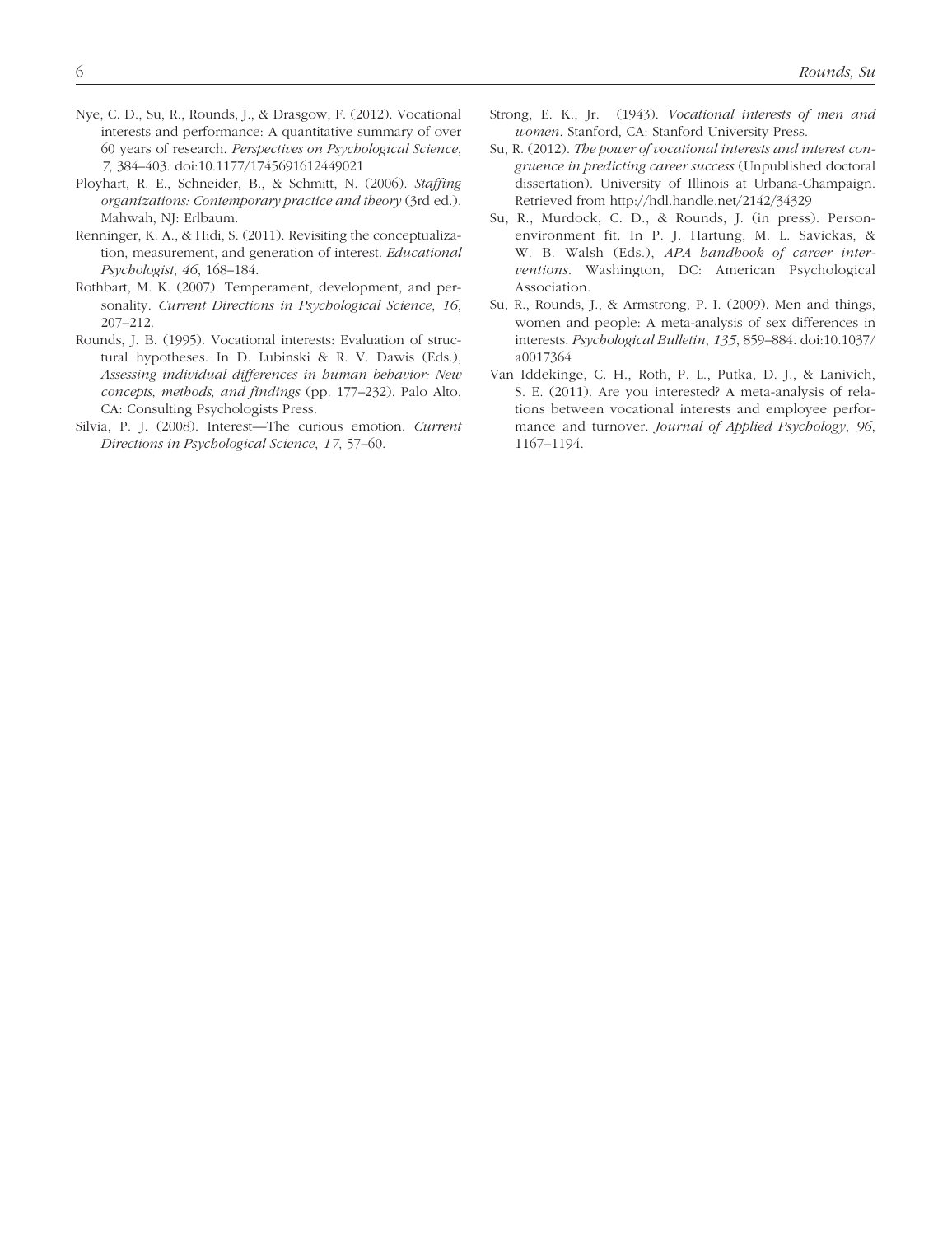Nye, C. D., Su, R., Rounds, J., & Drasgow, F. (2012). Vocational interests and performance: A quantitative summary of over 60 years of research. *Perspectives on Psychological Science*, *7*, 384–403. doi:10.1177/1745691612449021

Ployhart, R. E., Schneider, B., & Schmitt, N. (2006). *Staffing organizations: Contemporary practice and theory* (3rd ed.). Mahwah, NJ: Erlbaum.

Renninger, K. A., & Hidi, S. (2011). Revisiting the conceptualization, measurement, and generation of interest. *Educational Psychologist*, *46*, 168–184.

Rothbart, M. K. (2007). Temperament, development, and personality. *Current Directions in Psychological Science*, *16*, 207–212.

Rounds, J. B. (1995). Vocational interests: Evaluation of structural hypotheses. In D. Lubinski & R. V. Dawis (Eds.), *Assessing individual differences in human behavior: New concepts, methods, and findings* (pp. 177–232). Palo Alto, CA: Consulting Psychologists Press.

Silvia, P. J. (2008). Interest—The curious emotion. *Current Directions in Psychological Science*, *17*, 57–60.

Strong, E. K., Jr. (1943). *Vocational interests of men and women*. Stanford, CA: Stanford University Press.

Su, R. (2012). *The power of vocational interests and interest congruence in predicting career success* (Unpublished doctoral dissertation). University of Illinois at Urbana-Champaign. Retrieved from http://hdl.handle.net/2142/34329

Su, R., Murdock, C. D., & Rounds, J. (in press). Person-environment fit. In P. J. Hartung, M. L. Savickas, & W. B. Walsh (Eds.), *APA handbook of career interventions*. Washington, DC: American Psychological Association.

Su, R., Rounds, J., & Armstrong, P. I. (2009). Men and things, women and people: A meta-analysis of sex differences in interests. *Psychological Bulletin*, *135*, 859–884. doi:10.1037/a0017364

Van Iddekinge, C. H., Roth, P. L., Putka, D. J., & Lanivich, S. E. (2011). Are you interested? A meta-analysis of relations between vocational interests and employee performance and turnover. *Journal of Applied Psychology*, *96*, 1167–1194.